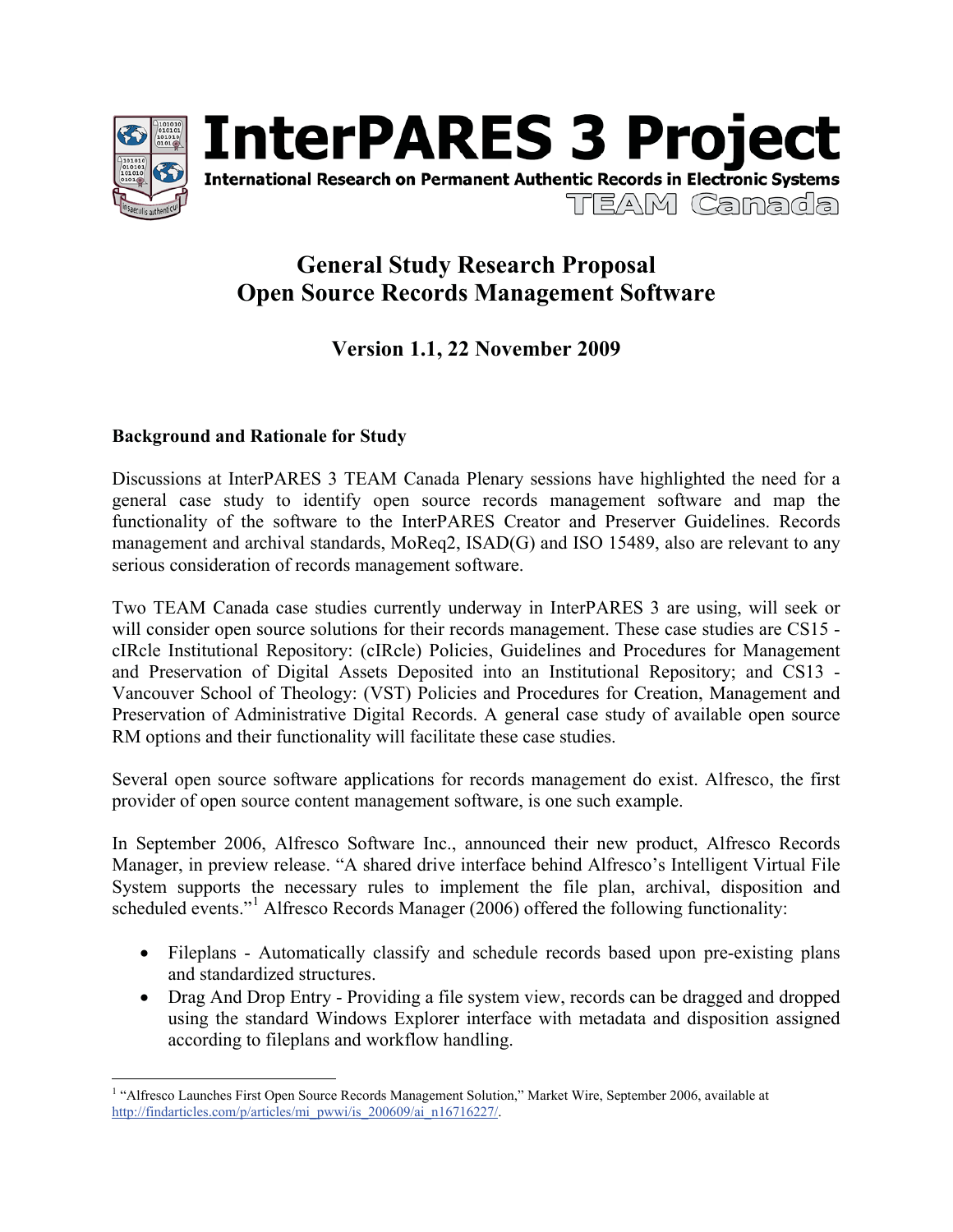# InterPARES 3 Project

**International Research on Permanent Authentic Records in Electronic Systems**

TEAM Canada

## General Study Research Proposal
## Open Source Records Management Software

### Version 1.1, 22 November 2009

**Background and Rationale for Study**

Discussions at InterPARES 3 TEAM Canada Plenary sessions have highlighted the need for a general case study to identify open source records management software and map the functionality of the software to the InterPARES Creator and Preserver Guidelines. Records management and archival standards, MoReq2, ISAD(G) and ISO 15489, also are relevant to any serious consideration of records management software.

Two TEAM Canada case studies currently underway in InterPARES 3 are using, will seek or will consider open source solutions for their records management. These case studies are CS15 - cIRcle Institutional Repository: (cIRcle) Policies, Guidelines and Procedures for Management and Preservation of Digital Assets Deposited into an Institutional Repository; and CS13 - Vancouver School of Theology: (VST) Policies and Procedures for Creation, Management and Preservation of Administrative Digital Records. A general case study of available open source RM options and their functionality will facilitate these case studies.

Several open source software applications for records management do exist. Alfresco, the first provider of open source content management software, is one such example.

In September 2006, Alfresco Software Inc., announced their new product, Alfresco Records Manager, in preview release. "A shared drive interface behind Alfresco's Intelligent Virtual File System supports the necessary rules to implement the file plan, archival, disposition and scheduled events."[1] Alfresco Records Manager (2006) offered the following functionality:

- Fileplans - Automatically classify and schedule records based upon pre-existing plans and standardized structures.
- Drag And Drop Entry - Providing a file system view, records can be dragged and dropped using the standard Windows Explorer interface with metadata and disposition assigned according to fileplans and workflow handling.

[1] "Alfresco Launches First Open Source Records Management Solution," Market Wire, September 2006, available at http://findarticles.com/p/articles/mi_pwwi/is_200609/ai_n16716227/.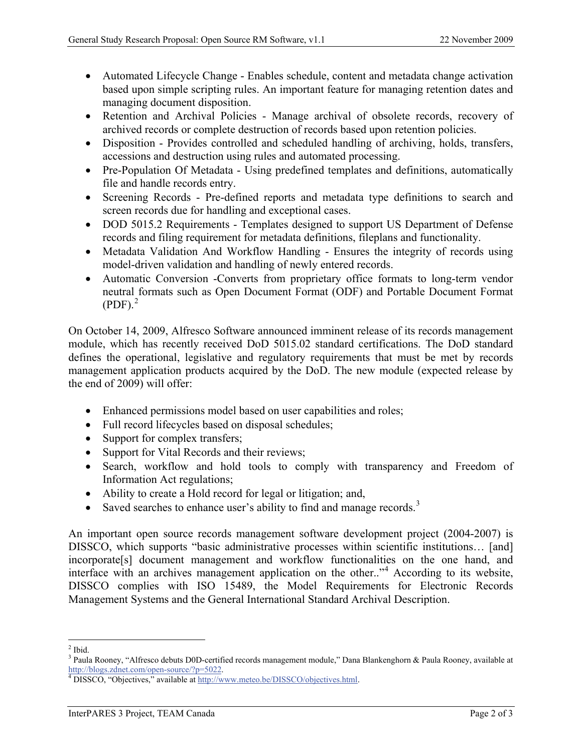- Automated Lifecycle Change - Enables schedule, content and metadata change activation based upon simple scripting rules. An important feature for managing retention dates and managing document disposition.
- Retention and Archival Policies - Manage archival of obsolete records, recovery of archived records or complete destruction of records based upon retention policies.
- Disposition - Provides controlled and scheduled handling of archiving, holds, transfers, accessions and destruction using rules and automated processing.
- Pre-Population Of Metadata - Using predefined templates and definitions, automatically file and handle records entry.
- Screening Records - Pre-defined reports and metadata type definitions to search and screen records due for handling and exceptional cases.
- DOD 5015.2 Requirements - Templates designed to support US Department of Defense records and filing requirement for metadata definitions, fileplans and functionality.
- Metadata Validation And Workflow Handling - Ensures the integrity of records using model-driven validation and handling of newly entered records.
- Automatic Conversion -Converts from proprietary office formats to long-term vendor neutral formats such as Open Document Format (ODF) and Portable Document Format (PDF).[2]

On October 14, 2009, Alfresco Software announced imminent release of its records management module, which has recently received DoD 5015.02 standard certifications. The DoD standard defines the operational, legislative and regulatory requirements that must be met by records management application products acquired by the DoD. The new module (expected release by the end of 2009) will offer:

- Enhanced permissions model based on user capabilities and roles;
- Full record lifecycles based on disposal schedules;
- Support for complex transfers;
- Support for Vital Records and their reviews;
- Search, workflow and hold tools to comply with transparency and Freedom of Information Act regulations;
- Ability to create a Hold record for legal or litigation; and,
- Saved searches to enhance user's ability to find and manage records.[3]

An important open source records management software development project (2004-2007) is DISSCO, which supports "basic administrative processes within scientific institutions… [and] incorporate[s] document management and workflow functionalities on the one hand, and interface with an archives management application on the other.."[4] According to its website, DISSCO complies with ISO 15489, the Model Requirements for Electronic Records Management Systems and the General International Standard Archival Description.

---

[2] Ibid.

[3] Paula Rooney, "Alfresco debuts D0D-certified records management module," Dana Blankenghorn & Paula Rooney, available at http://blogs.zdnet.com/open-source/?p=5022.

[4] DISSCO, "Objectives," available at http://www.meteo.be/DISSCO/objectives.html.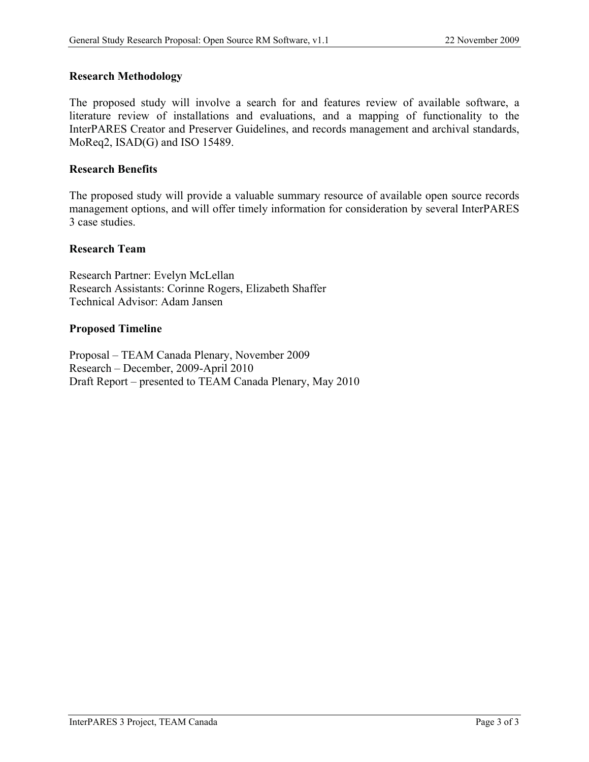## Research Methodology

The proposed study will involve a search for and features review of available software, a literature review of installations and evaluations, and a mapping of functionality to the InterPARES Creator and Preserver Guidelines, and records management and archival standards, MoReq2, ISAD(G) and ISO 15489.

## Research Benefits

The proposed study will provide a valuable summary resource of available open source records management options, and will offer timely information for consideration by several InterPARES 3 case studies.

## Research Team

Research Partner: Evelyn McLellan
Research Assistants: Corinne Rogers, Elizabeth Shaffer
Technical Advisor: Adam Jansen

## Proposed Timeline

Proposal – TEAM Canada Plenary, November 2009
Research – December, 2009-April 2010
Draft Report – presented to TEAM Canada Plenary, May 2010